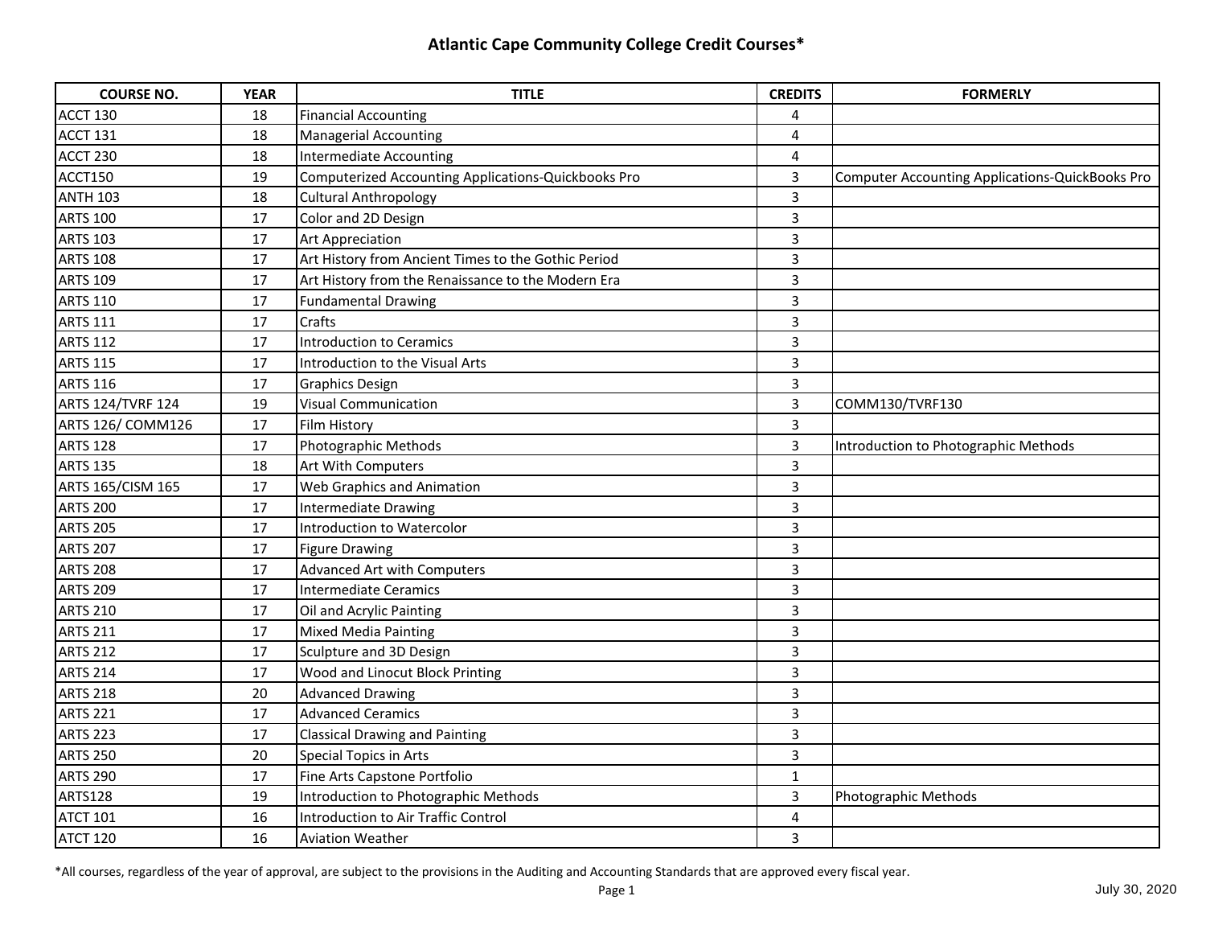# Atlantic Cape Community College Credit Courses*

| COURSE NO. | YEAR | TITLE | CREDITS | FORMERLY |
|---|---|---|---|---|
| ACCT 130 | 18 | Financial Accounting | 4 | |
| ACCT 131 | 18 | Managerial Accounting | 4 | |
| ACCT 230 | 18 | Intermediate Accounting | 4 | |
| ACCT150 | 19 | Computerized Accounting Applications-Quickbooks Pro | 3 | Computer Accounting Applications-QuickBooks Pro |
| ANTH 103 | 18 | Cultural Anthropology | 3 | |
| ARTS 100 | 17 | Color and 2D Design | 3 | |
| ARTS 103 | 17 | Art Appreciation | 3 | |
| ARTS 108 | 17 | Art History from Ancient Times to the Gothic Period | 3 | |
| ARTS 109 | 17 | Art History from the Renaissance to the Modern Era | 3 | |
| ARTS 110 | 17 | Fundamental Drawing | 3 | |
| ARTS 111 | 17 | Crafts | 3 | |
| ARTS 112 | 17 | Introduction to Ceramics | 3 | |
| ARTS 115 | 17 | Introduction to the Visual Arts | 3 | |
| ARTS 116 | 17 | Graphics Design | 3 | |
| ARTS 124/TVRF 124 | 19 | Visual Communication | 3 | COMM130/TVRF130 |
| ARTS 126/ COMM126 | 17 | Film History | 3 | |
| ARTS 128 | 17 | Photographic Methods | 3 | Introduction to Photographic Methods |
| ARTS 135 | 18 | Art With Computers | 3 | |
| ARTS 165/CISM 165 | 17 | Web Graphics and Animation | 3 | |
| ARTS 200 | 17 | Intermediate Drawing | 3 | |
| ARTS 205 | 17 | Introduction to Watercolor | 3 | |
| ARTS 207 | 17 | Figure Drawing | 3 | |
| ARTS 208 | 17 | Advanced Art with Computers | 3 | |
| ARTS 209 | 17 | Intermediate Ceramics | 3 | |
| ARTS 210 | 17 | Oil and Acrylic Painting | 3 | |
| ARTS 211 | 17 | Mixed Media Painting | 3 | |
| ARTS 212 | 17 | Sculpture and 3D Design | 3 | |
| ARTS 214 | 17 | Wood and Linocut Block Printing | 3 | |
| ARTS 218 | 20 | Advanced Drawing | 3 | |
| ARTS 221 | 17 | Advanced Ceramics | 3 | |
| ARTS 223 | 17 | Classical Drawing and Painting | 3 | |
| ARTS 250 | 20 | Special Topics in Arts | 3 | |
| ARTS 290 | 17 | Fine Arts Capstone Portfolio | 1 | |
| ARTS128 | 19 | Introduction to Photographic Methods | 3 | Photographic Methods |
| ATCT 101 | 16 | Introduction to Air Traffic Control | 4 | |
| ATCT 120 | 16 | Aviation Weather | 3 | |

*All courses, regardless of the year of approval, are subject to the provisions in the Auditing and Accounting Standards that are approved every fiscal year.

July 30, 2020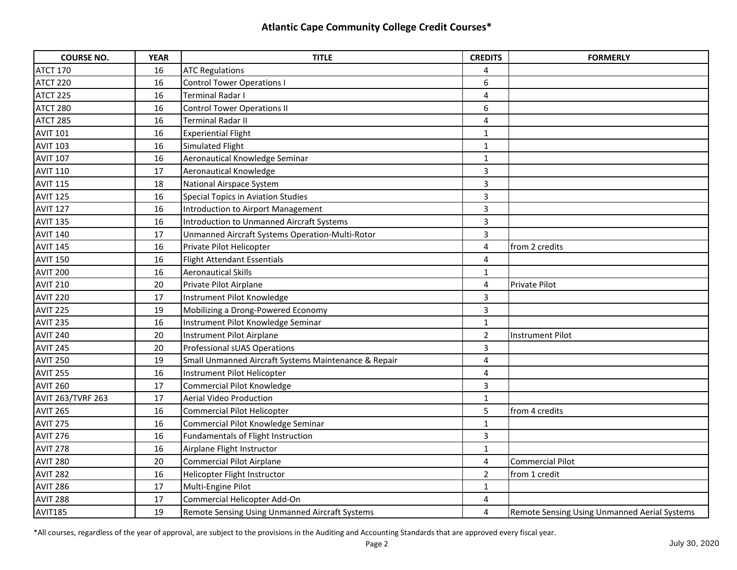# Atlantic Cape Community College Credit Courses*

| COURSE NO. | YEAR | TITLE | CREDITS | FORMERLY |
|---|---|---|---|---|
| ATCT 170 | 16 | ATC Regulations | 4 | |
| ATCT 220 | 16 | Control Tower Operations I | 6 | |
| ATCT 225 | 16 | Terminal Radar I | 4 | |
| ATCT 280 | 16 | Control Tower Operations II | 6 | |
| ATCT 285 | 16 | Terminal Radar II | 4 | |
| AVIT 101 | 16 | Experiential Flight | 1 | |
| AVIT 103 | 16 | Simulated Flight | 1 | |
| AVIT 107 | 16 | Aeronautical Knowledge Seminar | 1 | |
| AVIT 110 | 17 | Aeronautical Knowledge | 3 | |
| AVIT 115 | 18 | National Airspace System | 3 | |
| AVIT 125 | 16 | Special Topics in Aviation Studies | 3 | |
| AVIT 127 | 16 | Introduction to Airport Management | 3 | |
| AVIT 135 | 16 | Introduction to Unmanned Aircraft Systems | 3 | |
| AVIT 140 | 17 | Unmanned Aircraft Systems Operation-Multi-Rotor | 3 | |
| AVIT 145 | 16 | Private Pilot Helicopter | 4 | from 2 credits |
| AVIT 150 | 16 | Flight Attendant Essentials | 4 | |
| AVIT 200 | 16 | Aeronautical Skills | 1 | |
| AVIT 210 | 20 | Private Pilot Airplane | 4 | Private Pilot |
| AVIT 220 | 17 | Instrument Pilot Knowledge | 3 | |
| AVIT 225 | 19 | Mobilizing a Drong-Powered Economy | 3 | |
| AVIT 235 | 16 | Instrument Pilot Knowledge Seminar | 1 | |
| AVIT 240 | 20 | Instrument Pilot Airplane | 2 | Instrument Pilot |
| AVIT 245 | 20 | Professional sUAS Operations | 3 | |
| AVIT 250 | 19 | Small Unmanned Aircraft Systems Maintenance & Repair | 4 | |
| AVIT 255 | 16 | Instrument Pilot Helicopter | 4 | |
| AVIT 260 | 17 | Commercial Pilot Knowledge | 3 | |
| AVIT 263/TVRF 263 | 17 | Aerial Video Production | 1 | |
| AVIT 265 | 16 | Commercial Pilot Helicopter | 5 | from 4 credits |
| AVIT 275 | 16 | Commercial Pilot Knowledge Seminar | 1 | |
| AVIT 276 | 16 | Fundamentals of Flight Instruction | 3 | |
| AVIT 278 | 16 | Airplane Flight Instructor | 1 | |
| AVIT 280 | 20 | Commercial Pilot Airplane | 4 | Commercial Pilot |
| AVIT 282 | 16 | Helicopter Flight Instructor | 2 | from 1 credit |
| AVIT 286 | 17 | Multi-Engine Pilot | 1 | |
| AVIT 288 | 17 | Commercial Helicopter Add-On | 4 | |
| AVIT185 | 19 | Remote Sensing Using Unmanned Aircraft Systems | 4 | Remote Sensing Using Unmanned Aerial Systems |

*All courses, regardless of the year of approval, are subject to the provisions in the Auditing and Accounting Standards that are approved every fiscal year.

July 30, 2020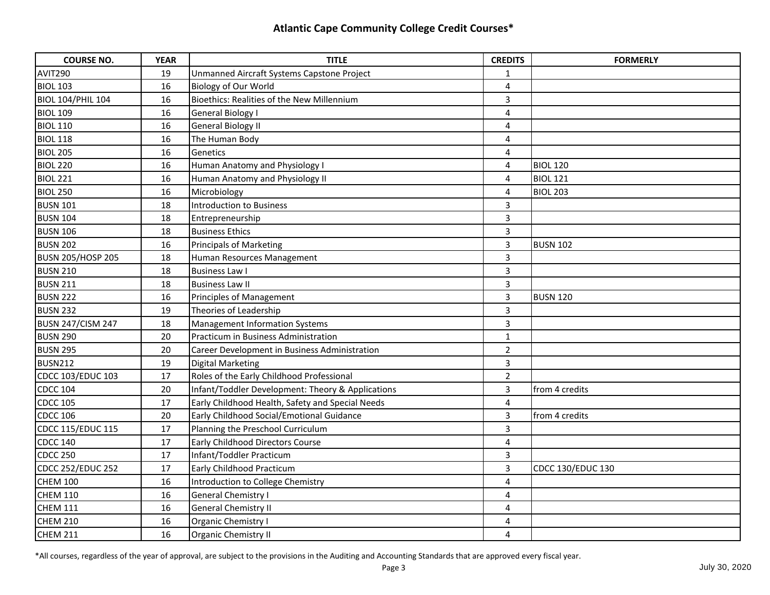## Atlantic Cape Community College Credit Courses*

| COURSE NO. | YEAR | TITLE | CREDITS | FORMERLY |
|---|---|---|---|---|
| AVIT290 | 19 | Unmanned Aircraft Systems Capstone Project | 1 | |
| BIOL 103 | 16 | Biology of Our World | 4 | |
| BIOL 104/PHIL 104 | 16 | Bioethics: Realities of the New Millennium | 3 | |
| BIOL 109 | 16 | General Biology I | 4 | |
| BIOL 110 | 16 | General Biology II | 4 | |
| BIOL 118 | 16 | The Human Body | 4 | |
| BIOL 205 | 16 | Genetics | 4 | |
| BIOL 220 | 16 | Human Anatomy and Physiology I | 4 | BIOL 120 |
| BIOL 221 | 16 | Human Anatomy and Physiology II | 4 | BIOL 121 |
| BIOL 250 | 16 | Microbiology | 4 | BIOL 203 |
| BUSN 101 | 18 | Introduction to Business | 3 | |
| BUSN 104 | 18 | Entrepreneurship | 3 | |
| BUSN 106 | 18 | Business Ethics | 3 | |
| BUSN 202 | 16 | Principals of Marketing | 3 | BUSN 102 |
| BUSN 205/HOSP 205 | 18 | Human Resources Management | 3 | |
| BUSN 210 | 18 | Business Law I | 3 | |
| BUSN 211 | 18 | Business Law II | 3 | |
| BUSN 222 | 16 | Principles of Management | 3 | BUSN 120 |
| BUSN 232 | 19 | Theories of Leadership | 3 | |
| BUSN 247/CISM 247 | 18 | Management Information Systems | 3 | |
| BUSN 290 | 20 | Practicum in Business Administration | 1 | |
| BUSN 295 | 20 | Career Development in Business Administration | 2 | |
| BUSN212 | 19 | Digital Marketing | 3 | |
| CDCC 103/EDUC 103 | 17 | Roles of the Early Childhood Professional | 2 | |
| CDCC 104 | 20 | Infant/Toddler Development: Theory & Applications | 3 | from 4 credits |
| CDCC 105 | 17 | Early Childhood Health, Safety and Special Needs | 4 | |
| CDCC 106 | 20 | Early Childhood Social/Emotional Guidance | 3 | from 4 credits |
| CDCC 115/EDUC 115 | 17 | Planning the Preschool Curriculum | 3 | |
| CDCC 140 | 17 | Early Childhood Directors Course | 4 | |
| CDCC 250 | 17 | Infant/Toddler Practicum | 3 | |
| CDCC 252/EDUC 252 | 17 | Early Childhood Practicum | 3 | CDCC 130/EDUC 130 |
| CHEM 100 | 16 | Introduction to College Chemistry | 4 | |
| CHEM 110 | 16 | General Chemistry I | 4 | |
| CHEM 111 | 16 | General Chemistry II | 4 | |
| CHEM 210 | 16 | Organic Chemistry I | 4 | |
| CHEM 211 | 16 | Organic Chemistry II | 4 | |

*All courses, regardless of the year of approval, are subject to the provisions in the Auditing and Accounting Standards that are approved every fiscal year.

July 30, 2020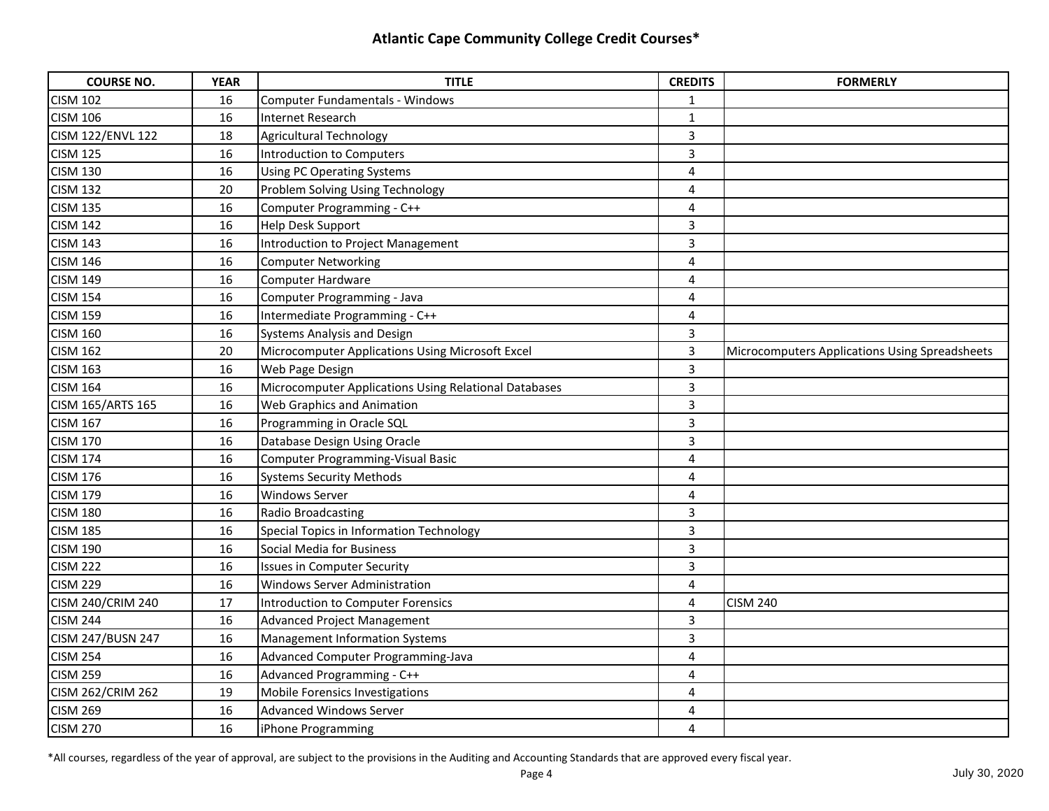## Atlantic Cape Community College Credit Courses*

| COURSE NO. | YEAR | TITLE | CREDITS | FORMERLY |
|---|---|---|---|---|
| CISM 102 | 16 | Computer Fundamentals - Windows | 1 | |
| CISM 106 | 16 | Internet Research | 1 | |
| CISM 122/ENVL 122 | 18 | Agricultural Technology | 3 | |
| CISM 125 | 16 | Introduction to Computers | 3 | |
| CISM 130 | 16 | Using PC Operating Systems | 4 | |
| CISM 132 | 20 | Problem Solving Using Technology | 4 | |
| CISM 135 | 16 | Computer Programming - C++ | 4 | |
| CISM 142 | 16 | Help Desk Support | 3 | |
| CISM 143 | 16 | Introduction to Project Management | 3 | |
| CISM 146 | 16 | Computer Networking | 4 | |
| CISM 149 | 16 | Computer Hardware | 4 | |
| CISM 154 | 16 | Computer Programming - Java | 4 | |
| CISM 159 | 16 | Intermediate Programming - C++ | 4 | |
| CISM 160 | 16 | Systems Analysis and Design | 3 | |
| CISM 162 | 20 | Microcomputer Applications Using Microsoft Excel | 3 | Microcomputers Applications Using Spreadsheets |
| CISM 163 | 16 | Web Page Design | 3 | |
| CISM 164 | 16 | Microcomputer Applications Using Relational Databases | 3 | |
| CISM 165/ARTS 165 | 16 | Web Graphics and Animation | 3 | |
| CISM 167 | 16 | Programming in Oracle SQL | 3 | |
| CISM 170 | 16 | Database Design Using Oracle | 3 | |
| CISM 174 | 16 | Computer Programming-Visual Basic | 4 | |
| CISM 176 | 16 | Systems Security Methods | 4 | |
| CISM 179 | 16 | Windows Server | 4 | |
| CISM 180 | 16 | Radio Broadcasting | 3 | |
| CISM 185 | 16 | Special Topics in Information Technology | 3 | |
| CISM 190 | 16 | Social Media for Business | 3 | |
| CISM 222 | 16 | Issues in Computer Security | 3 | |
| CISM 229 | 16 | Windows Server Administration | 4 | |
| CISM 240/CRIM 240 | 17 | Introduction to Computer Forensics | 4 | CISM 240 |
| CISM 244 | 16 | Advanced Project Management | 3 | |
| CISM 247/BUSN 247 | 16 | Management Information Systems | 3 | |
| CISM 254 | 16 | Advanced Computer Programming-Java | 4 | |
| CISM 259 | 16 | Advanced Programming - C++ | 4 | |
| CISM 262/CRIM 262 | 19 | Mobile Forensics Investigations | 4 | |
| CISM 269 | 16 | Advanced Windows Server | 4 | |
| CISM 270 | 16 | iPhone Programming | 4 | |

*All courses, regardless of the year of approval, are subject to the provisions in the Auditing and Accounting Standards that are approved every fiscal year.

July 30, 2020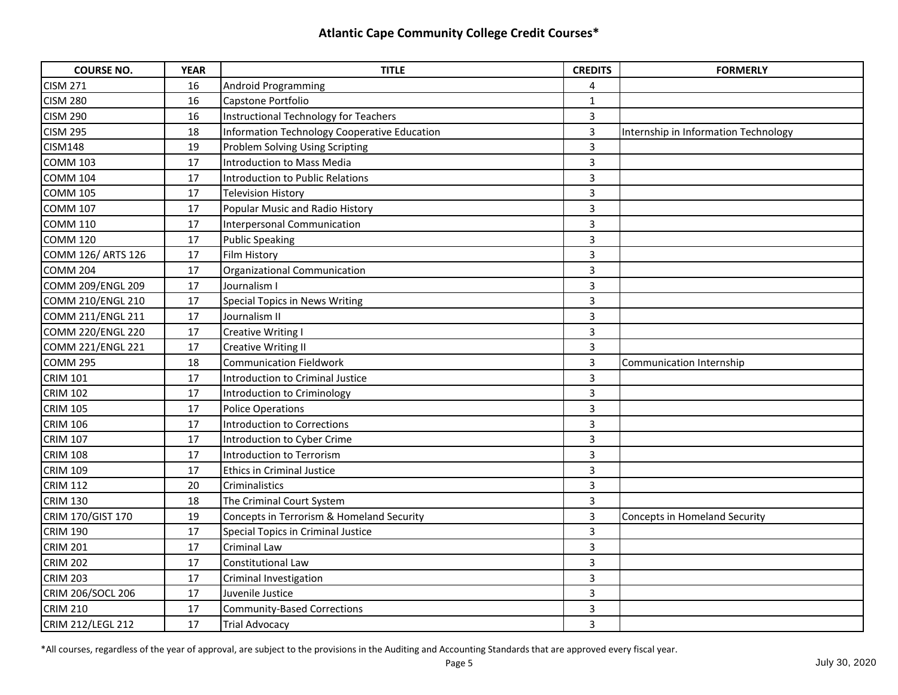# Atlantic Cape Community College Credit Courses*

| COURSE NO. | YEAR | TITLE | CREDITS | FORMERLY |
|---|---|---|---|---|
| CISM 271 | 16 | Android Programming | 4 | |
| CISM 280 | 16 | Capstone Portfolio | 1 | |
| CISM 290 | 16 | Instructional Technology for Teachers | 3 | |
| CISM 295 | 18 | Information Technology Cooperative Education | 3 | Internship in Information Technology |
| CISM148 | 19 | Problem Solving Using Scripting | 3 | |
| COMM 103 | 17 | Introduction to Mass Media | 3 | |
| COMM 104 | 17 | Introduction to Public Relations | 3 | |
| COMM 105 | 17 | Television History | 3 | |
| COMM 107 | 17 | Popular Music and Radio History | 3 | |
| COMM 110 | 17 | Interpersonal Communication | 3 | |
| COMM 120 | 17 | Public Speaking | 3 | |
| COMM 126/ ARTS 126 | 17 | Film History | 3 | |
| COMM 204 | 17 | Organizational Communication | 3 | |
| COMM 209/ENGL 209 | 17 | Journalism I | 3 | |
| COMM 210/ENGL 210 | 17 | Special Topics in News Writing | 3 | |
| COMM 211/ENGL 211 | 17 | Journalism II | 3 | |
| COMM 220/ENGL 220 | 17 | Creative Writing I | 3 | |
| COMM 221/ENGL 221 | 17 | Creative Writing II | 3 | |
| COMM 295 | 18 | Communication Fieldwork | 3 | Communication Internship |
| CRIM 101 | 17 | Introduction to Criminal Justice | 3 | |
| CRIM 102 | 17 | Introduction to Criminology | 3 | |
| CRIM 105 | 17 | Police Operations | 3 | |
| CRIM 106 | 17 | Introduction to Corrections | 3 | |
| CRIM 107 | 17 | Introduction to Cyber Crime | 3 | |
| CRIM 108 | 17 | Introduction to Terrorism | 3 | |
| CRIM 109 | 17 | Ethics in Criminal Justice | 3 | |
| CRIM 112 | 20 | Criminalistics | 3 | |
| CRIM 130 | 18 | The Criminal Court System | 3 | |
| CRIM 170/GIST 170 | 19 | Concepts in Terrorism & Homeland Security | 3 | Concepts in Homeland Security |
| CRIM 190 | 17 | Special Topics in Criminal Justice | 3 | |
| CRIM 201 | 17 | Criminal Law | 3 | |
| CRIM 202 | 17 | Constitutional Law | 3 | |
| CRIM 203 | 17 | Criminal Investigation | 3 | |
| CRIM 206/SOCL 206 | 17 | Juvenile Justice | 3 | |
| CRIM 210 | 17 | Community-Based Corrections | 3 | |
| CRIM 212/LEGL 212 | 17 | Trial Advocacy | 3 | |

*All courses, regardless of the year of approval, are subject to the provisions in the Auditing and Accounting Standards that are approved every fiscal year.

July 30, 2020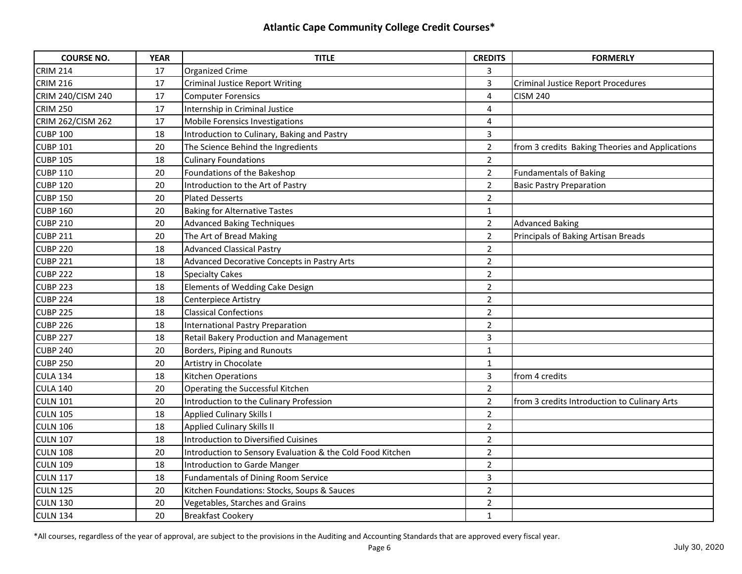## Atlantic Cape Community College Credit Courses*

| COURSE NO. | YEAR | TITLE | CREDITS | FORMERLY |
|---|---|---|---|---|
| CRIM 214 | 17 | Organized Crime | 3 | |
| CRIM 216 | 17 | Criminal Justice Report Writing | 3 | Criminal Justice Report Procedures |
| CRIM 240/CISM 240 | 17 | Computer Forensics | 4 | CISM 240 |
| CRIM 250 | 17 | Internship in Criminal Justice | 4 | |
| CRIM 262/CISM 262 | 17 | Mobile Forensics Investigations | 4 | |
| CUBP 100 | 18 | Introduction to Culinary, Baking and Pastry | 3 | |
| CUBP 101 | 20 | The Science Behind the Ingredients | 2 | from 3 credits Baking Theories and Applications |
| CUBP 105 | 18 | Culinary Foundations | 2 | |
| CUBP 110 | 20 | Foundations of the Bakeshop | 2 | Fundamentals of Baking |
| CUBP 120 | 20 | Introduction to the Art of Pastry | 2 | Basic Pastry Preparation |
| CUBP 150 | 20 | Plated Desserts | 2 | |
| CUBP 160 | 20 | Baking for Alternative Tastes | 1 | |
| CUBP 210 | 20 | Advanced Baking Techniques | 2 | Advanced Baking |
| CUBP 211 | 20 | The Art of Bread Making | 2 | Principals of Baking Artisan Breads |
| CUBP 220 | 18 | Advanced Classical Pastry | 2 | |
| CUBP 221 | 18 | Advanced Decorative Concepts in Pastry Arts | 2 | |
| CUBP 222 | 18 | Specialty Cakes | 2 | |
| CUBP 223 | 18 | Elements of Wedding Cake Design | 2 | |
| CUBP 224 | 18 | Centerpiece Artistry | 2 | |
| CUBP 225 | 18 | Classical Confections | 2 | |
| CUBP 226 | 18 | International Pastry Preparation | 2 | |
| CUBP 227 | 18 | Retail Bakery Production and Management | 3 | |
| CUBP 240 | 20 | Borders, Piping and Runouts | 1 | |
| CUBP 250 | 20 | Artistry in Chocolate | 1 | |
| CULA 134 | 18 | Kitchen Operations | 3 | from 4 credits |
| CULA 140 | 20 | Operating the Successful Kitchen | 2 | |
| CULN 101 | 20 | Introduction to the Culinary Profession | 2 | from 3 credits Introduction to Culinary Arts |
| CULN 105 | 18 | Applied Culinary Skills I | 2 | |
| CULN 106 | 18 | Applied Culinary Skills II | 2 | |
| CULN 107 | 18 | Introduction to Diversified Cuisines | 2 | |
| CULN 108 | 20 | Introduction to Sensory Evaluation & the Cold Food Kitchen | 2 | |
| CULN 109 | 18 | Introduction to Garde Manger | 2 | |
| CULN 117 | 18 | Fundamentals of Dining Room Service | 3 | |
| CULN 125 | 20 | Kitchen Foundations: Stocks, Soups & Sauces | 2 | |
| CULN 130 | 20 | Vegetables, Starches and Grains | 2 | |
| CULN 134 | 20 | Breakfast Cookery | 1 | |

*All courses, regardless of the year of approval, are subject to the provisions in the Auditing and Accounting Standards that are approved every fiscal year.

July 30, 2020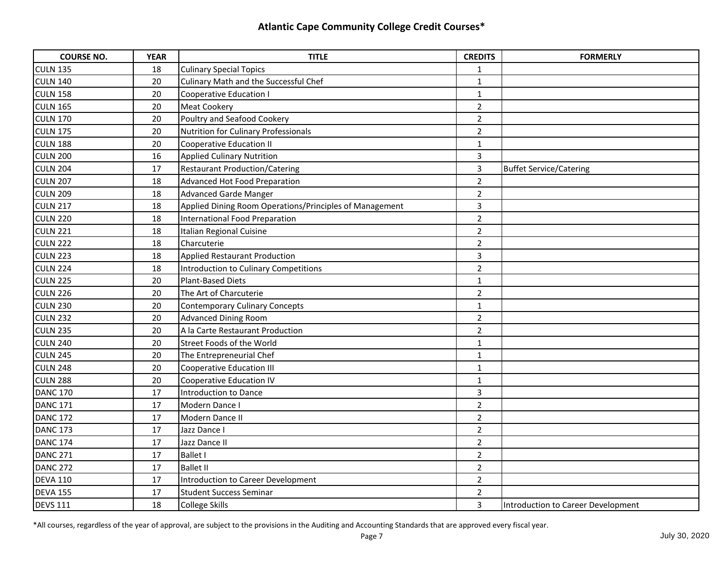## Atlantic Cape Community College Credit Courses*

| COURSE NO. | YEAR | TITLE | CREDITS | FORMERLY |
|---|---|---|---|---|
| CULN 135 | 18 | Culinary Special Topics | 1 | |
| CULN 140 | 20 | Culinary Math and the Successful Chef | 1 | |
| CULN 158 | 20 | Cooperative Education I | 1 | |
| CULN 165 | 20 | Meat Cookery | 2 | |
| CULN 170 | 20 | Poultry and Seafood Cookery | 2 | |
| CULN 175 | 20 | Nutrition for Culinary Professionals | 2 | |
| CULN 188 | 20 | Cooperative Education II | 1 | |
| CULN 200 | 16 | Applied Culinary Nutrition | 3 | |
| CULN 204 | 17 | Restaurant Production/Catering | 3 | Buffet Service/Catering |
| CULN 207 | 18 | Advanced Hot Food Preparation | 2 | |
| CULN 209 | 18 | Advanced Garde Manger | 2 | |
| CULN 217 | 18 | Applied Dining Room Operations/Principles of Management | 3 | |
| CULN 220 | 18 | International Food Preparation | 2 | |
| CULN 221 | 18 | Italian Regional Cuisine | 2 | |
| CULN 222 | 18 | Charcuterie | 2 | |
| CULN 223 | 18 | Applied Restaurant Production | 3 | |
| CULN 224 | 18 | Introduction to Culinary Competitions | 2 | |
| CULN 225 | 20 | Plant-Based Diets | 1 | |
| CULN 226 | 20 | The Art of Charcuterie | 2 | |
| CULN 230 | 20 | Contemporary Culinary Concepts | 1 | |
| CULN 232 | 20 | Advanced Dining Room | 2 | |
| CULN 235 | 20 | A la Carte Restaurant Production | 2 | |
| CULN 240 | 20 | Street Foods of the World | 1 | |
| CULN 245 | 20 | The Entrepreneurial Chef | 1 | |
| CULN 248 | 20 | Cooperative Education III | 1 | |
| CULN 288 | 20 | Cooperative Education IV | 1 | |
| DANC 170 | 17 | Introduction to Dance | 3 | |
| DANC 171 | 17 | Modern Dance I | 2 | |
| DANC 172 | 17 | Modern Dance II | 2 | |
| DANC 173 | 17 | Jazz Dance I | 2 | |
| DANC 174 | 17 | Jazz Dance II | 2 | |
| DANC 271 | 17 | Ballet I | 2 | |
| DANC 272 | 17 | Ballet II | 2 | |
| DEVA 110 | 17 | Introduction to Career Development | 2 | |
| DEVA 155 | 17 | Student Success Seminar | 2 | |
| DEVS 111 | 18 | College Skills | 3 | Introduction to Career Development |

*All courses, regardless of the year of approval, are subject to the provisions in the Auditing and Accounting Standards that are approved every fiscal year.

July 30, 2020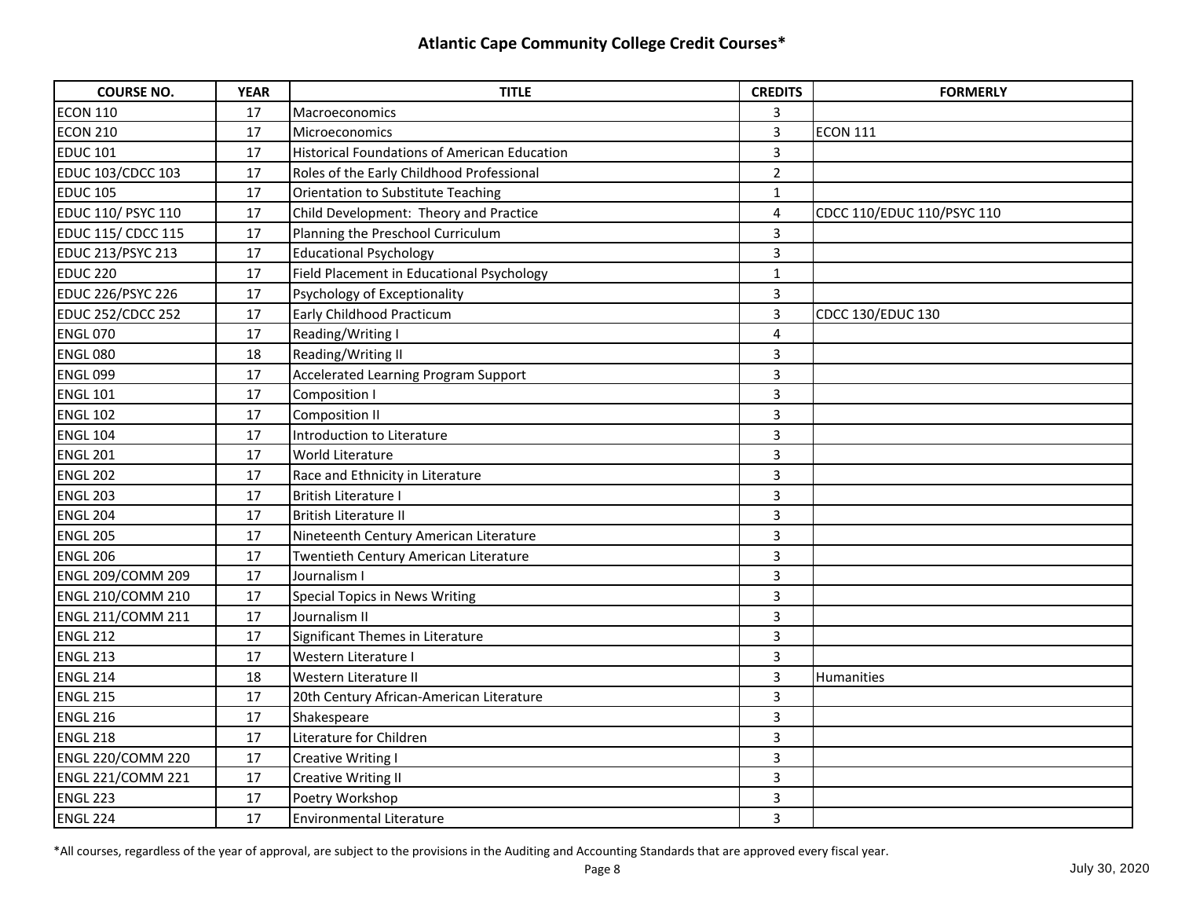# Atlantic Cape Community College Credit Courses*

| COURSE NO. | YEAR | TITLE | CREDITS | FORMERLY |
|---|---|---|---|---|
| ECON 110 | 17 | Macroeconomics | 3 | |
| ECON 210 | 17 | Microeconomics | 3 | ECON 111 |
| EDUC 101 | 17 | Historical Foundations of American Education | 3 | |
| EDUC 103/CDCC 103 | 17 | Roles of the Early Childhood Professional | 2 | |
| EDUC 105 | 17 | Orientation to Substitute Teaching | 1 | |
| EDUC 110/ PSYC 110 | 17 | Child Development:  Theory and Practice | 4 | CDCC 110/EDUC 110/PSYC 110 |
| EDUC 115/ CDCC 115 | 17 | Planning the Preschool Curriculum | 3 | |
| EDUC 213/PSYC 213 | 17 | Educational Psychology | 3 | |
| EDUC 220 | 17 | Field Placement in Educational Psychology | 1 | |
| EDUC 226/PSYC 226 | 17 | Psychology of Exceptionality | 3 | |
| EDUC 252/CDCC 252 | 17 | Early Childhood Practicum | 3 | CDCC 130/EDUC 130 |
| ENGL 070 | 17 | Reading/Writing I | 4 | |
| ENGL 080 | 18 | Reading/Writing II | 3 | |
| ENGL 099 | 17 | Accelerated Learning Program Support | 3 | |
| ENGL 101 | 17 | Composition I | 3 | |
| ENGL 102 | 17 | Composition II | 3 | |
| ENGL 104 | 17 | Introduction to Literature | 3 | |
| ENGL 201 | 17 | World Literature | 3 | |
| ENGL 202 | 17 | Race and Ethnicity in Literature | 3 | |
| ENGL 203 | 17 | British Literature I | 3 | |
| ENGL 204 | 17 | British Literature II | 3 | |
| ENGL 205 | 17 | Nineteenth Century American Literature | 3 | |
| ENGL 206 | 17 | Twentieth Century American Literature | 3 | |
| ENGL 209/COMM 209 | 17 | Journalism I | 3 | |
| ENGL 210/COMM 210 | 17 | Special Topics in News Writing | 3 | |
| ENGL 211/COMM 211 | 17 | Journalism II | 3 | |
| ENGL 212 | 17 | Significant Themes in Literature | 3 | |
| ENGL 213 | 17 | Western Literature I | 3 | |
| ENGL 214 | 18 | Western Literature II | 3 | Humanities |
| ENGL 215 | 17 | 20th Century African-American Literature | 3 | |
| ENGL 216 | 17 | Shakespeare | 3 | |
| ENGL 218 | 17 | Literature for Children | 3 | |
| ENGL 220/COMM 220 | 17 | Creative Writing I | 3 | |
| ENGL 221/COMM 221 | 17 | Creative Writing II | 3 | |
| ENGL 223 | 17 | Poetry Workshop | 3 | |
| ENGL 224 | 17 | Environmental Literature | 3 | |

*All courses, regardless of the year of approval, are subject to the provisions in the Auditing and Accounting Standards that are approved every fiscal year.

July 30, 2020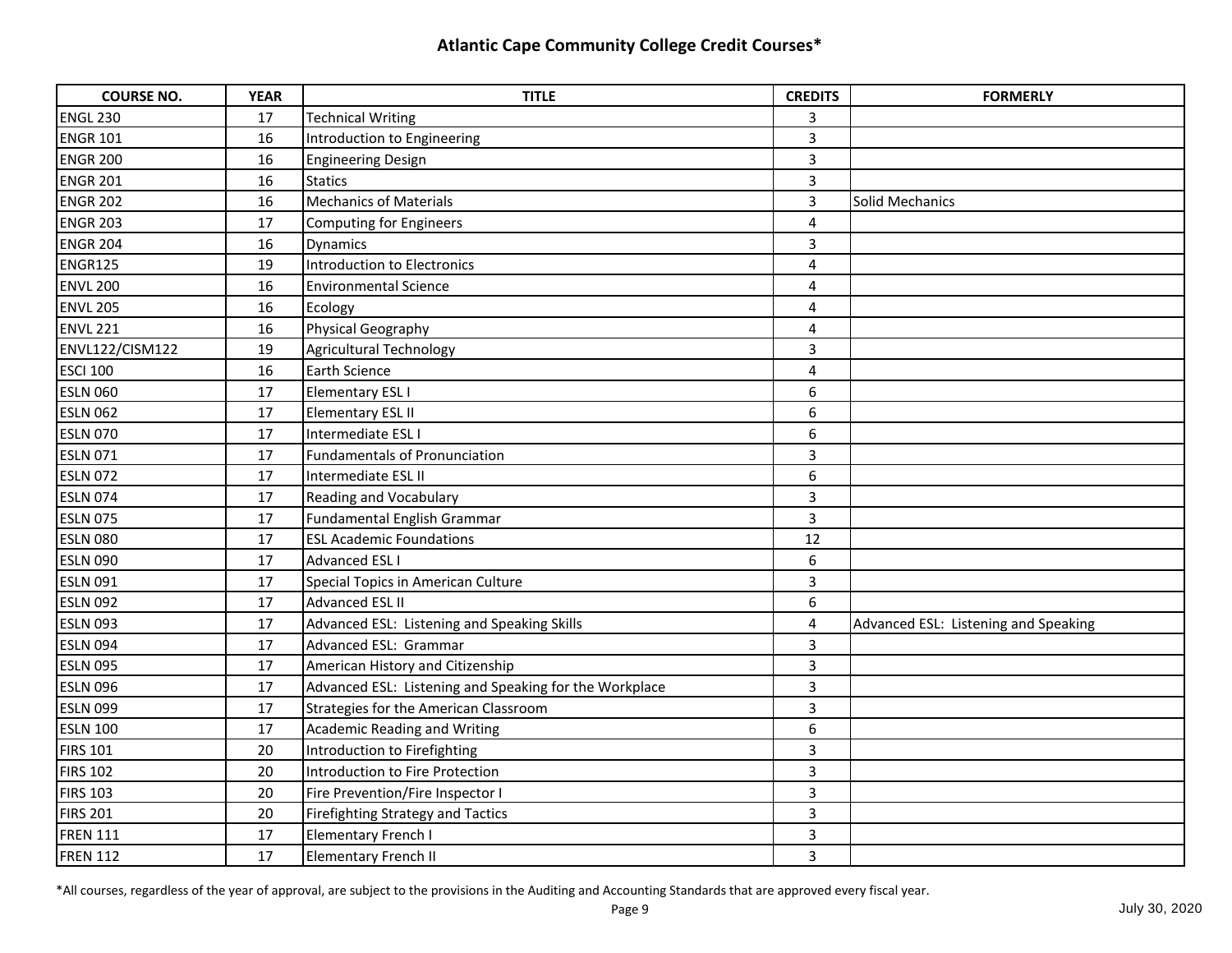**Atlantic Cape Community College Credit Courses***

| COURSE NO. | YEAR | TITLE | CREDITS | FORMERLY |
|---|---|---|---|---|
| ENGL 230 | 17 | Technical Writing | 3 | |
| ENGR 101 | 16 | Introduction to Engineering | 3 | |
| ENGR 200 | 16 | Engineering Design | 3 | |
| ENGR 201 | 16 | Statics | 3 | |
| ENGR 202 | 16 | Mechanics of Materials | 3 | Solid Mechanics |
| ENGR 203 | 17 | Computing for Engineers | 4 | |
| ENGR 204 | 16 | Dynamics | 3 | |
| ENGR125 | 19 | Introduction to Electronics | 4 | |
| ENVL 200 | 16 | Environmental Science | 4 | |
| ENVL 205 | 16 | Ecology | 4 | |
| ENVL 221 | 16 | Physical Geography | 4 | |
| ENVL122/CISM122 | 19 | Agricultural Technology | 3 | |
| ESCI 100 | 16 | Earth Science | 4 | |
| ESLN 060 | 17 | Elementary ESL I | 6 | |
| ESLN 062 | 17 | Elementary ESL II | 6 | |
| ESLN 070 | 17 | Intermediate ESL I | 6 | |
| ESLN 071 | 17 | Fundamentals of Pronunciation | 3 | |
| ESLN 072 | 17 | Intermediate ESL II | 6 | |
| ESLN 074 | 17 | Reading and Vocabulary | 3 | |
| ESLN 075 | 17 | Fundamental English Grammar | 3 | |
| ESLN 080 | 17 | ESL Academic Foundations | 12 | |
| ESLN 090 | 17 | Advanced ESL I | 6 | |
| ESLN 091 | 17 | Special Topics in American Culture | 3 | |
| ESLN 092 | 17 | Advanced ESL II | 6 | |
| ESLN 093 | 17 | Advanced ESL: Listening and Speaking Skills | 4 | Advanced ESL: Listening and Speaking |
| ESLN 094 | 17 | Advanced ESL: Grammar | 3 | |
| ESLN 095 | 17 | American History and Citizenship | 3 | |
| ESLN 096 | 17 | Advanced ESL: Listening and Speaking for the Workplace | 3 | |
| ESLN 099 | 17 | Strategies for the American Classroom | 3 | |
| ESLN 100 | 17 | Academic Reading and Writing | 6 | |
| FIRS 101 | 20 | Introduction to Firefighting | 3 | |
| FIRS 102 | 20 | Introduction to Fire Protection | 3 | |
| FIRS 103 | 20 | Fire Prevention/Fire Inspector I | 3 | |
| FIRS 201 | 20 | Firefighting Strategy and Tactics | 3 | |
| FREN 111 | 17 | Elementary French I | 3 | |
| FREN 112 | 17 | Elementary French II | 3 | |

*All courses, regardless of the year of approval, are subject to the provisions in the Auditing and Accounting Standards that are approved every fiscal year.

July 30, 2020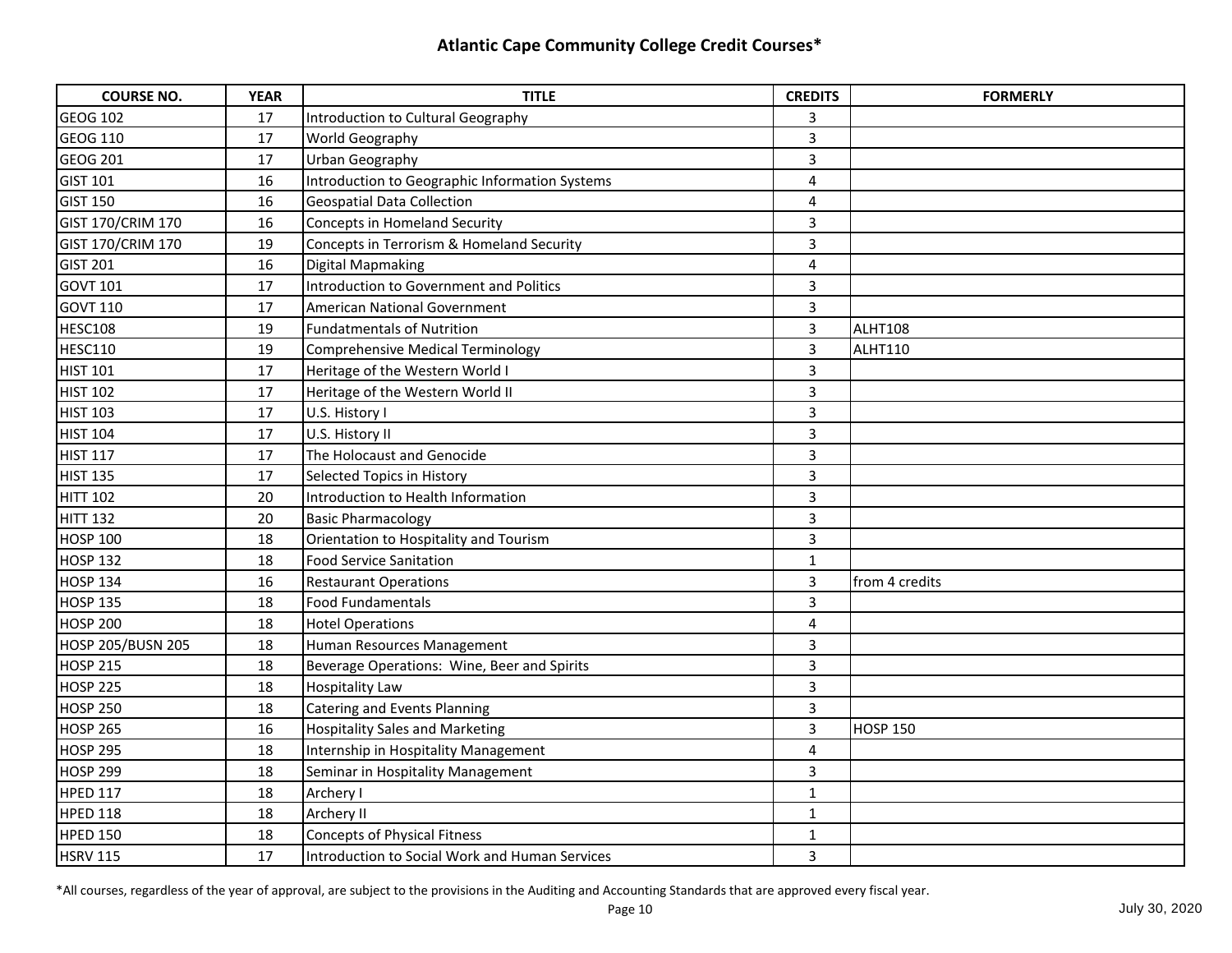# Atlantic Cape Community College Credit Courses*

| COURSE NO. | YEAR | TITLE | CREDITS | FORMERLY |
|---|---|---|---|---|
| GEOG 102 | 17 | Introduction to Cultural Geography | 3 | |
| GEOG 110 | 17 | World Geography | 3 | |
| GEOG 201 | 17 | Urban Geography | 3 | |
| GIST 101 | 16 | Introduction to Geographic Information Systems | 4 | |
| GIST 150 | 16 | Geospatial Data Collection | 4 | |
| GIST 170/CRIM 170 | 16 | Concepts in Homeland Security | 3 | |
| GIST 170/CRIM 170 | 19 | Concepts in Terrorism & Homeland Security | 3 | |
| GIST 201 | 16 | Digital Mapmaking | 4 | |
| GOVT 101 | 17 | Introduction to Government and Politics | 3 | |
| GOVT 110 | 17 | American National Government | 3 | |
| HESC108 | 19 | Fundatmentals of Nutrition | 3 | ALHT108 |
| HESC110 | 19 | Comprehensive Medical Terminology | 3 | ALHT110 |
| HIST 101 | 17 | Heritage of the Western World I | 3 | |
| HIST 102 | 17 | Heritage of the Western World II | 3 | |
| HIST 103 | 17 | U.S. History I | 3 | |
| HIST 104 | 17 | U.S. History II | 3 | |
| HIST 117 | 17 | The Holocaust and Genocide | 3 | |
| HIST 135 | 17 | Selected Topics in History | 3 | |
| HITT 102 | 20 | Introduction to Health Information | 3 | |
| HITT 132 | 20 | Basic Pharmacology | 3 | |
| HOSP 100 | 18 | Orientation to Hospitality and Tourism | 3 | |
| HOSP 132 | 18 | Food Service Sanitation | 1 | |
| HOSP 134 | 16 | Restaurant Operations | 3 | from 4 credits |
| HOSP 135 | 18 | Food Fundamentals | 3 | |
| HOSP 200 | 18 | Hotel Operations | 4 | |
| HOSP 205/BUSN 205 | 18 | Human Resources Management | 3 | |
| HOSP 215 | 18 | Beverage Operations: Wine, Beer and Spirits | 3 | |
| HOSP 225 | 18 | Hospitality Law | 3 | |
| HOSP 250 | 18 | Catering and Events Planning | 3 | |
| HOSP 265 | 16 | Hospitality Sales and Marketing | 3 | HOSP 150 |
| HOSP 295 | 18 | Internship in Hospitality Management | 4 | |
| HOSP 299 | 18 | Seminar in Hospitality Management | 3 | |
| HPED 117 | 18 | Archery I | 1 | |
| HPED 118 | 18 | Archery II | 1 | |
| HPED 150 | 18 | Concepts of Physical Fitness | 1 | |
| HSRV 115 | 17 | Introduction to Social Work and Human Services | 3 | |

*All courses, regardless of the year of approval, are subject to the provisions in the Auditing and Accounting Standards that are approved every fiscal year.

July 30, 2020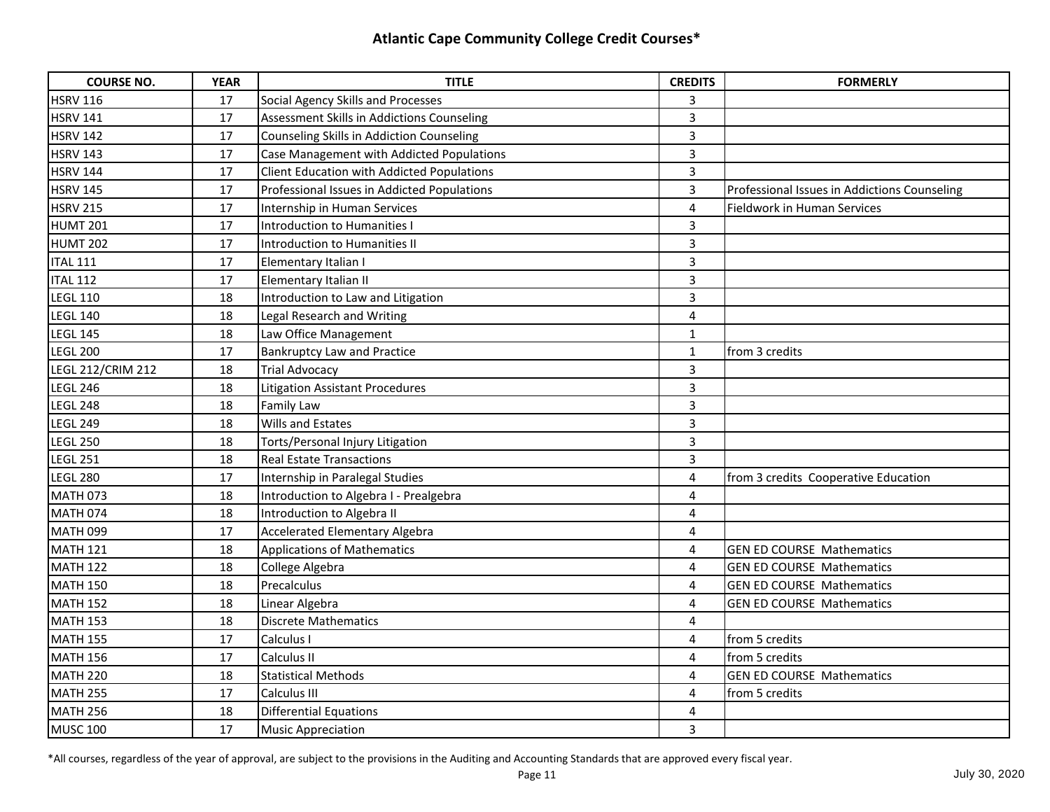# Atlantic Cape Community College Credit Courses*

| COURSE NO. | YEAR | TITLE | CREDITS | FORMERLY |
|---|---|---|---|---|
| HSRV 116 | 17 | Social Agency Skills and Processes | 3 | |
| HSRV 141 | 17 | Assessment Skills in Addictions Counseling | 3 | |
| HSRV 142 | 17 | Counseling Skills in Addiction Counseling | 3 | |
| HSRV 143 | 17 | Case Management with Addicted Populations | 3 | |
| HSRV 144 | 17 | Client Education with Addicted Populations | 3 | |
| HSRV 145 | 17 | Professional Issues in Addicted Populations | 3 | Professional Issues in Addictions Counseling |
| HSRV 215 | 17 | Internship in Human Services | 4 | Fieldwork in Human Services |
| HUMT 201 | 17 | Introduction to Humanities I | 3 | |
| HUMT 202 | 17 | Introduction to Humanities II | 3 | |
| ITAL 111 | 17 | Elementary Italian I | 3 | |
| ITAL 112 | 17 | Elementary Italian II | 3 | |
| LEGL 110 | 18 | Introduction to Law and Litigation | 3 | |
| LEGL 140 | 18 | Legal Research and Writing | 4 | |
| LEGL 145 | 18 | Law Office Management | 1 | |
| LEGL 200 | 17 | Bankruptcy Law and Practice | 1 | from 3 credits |
| LEGL 212/CRIM 212 | 18 | Trial Advocacy | 3 | |
| LEGL 246 | 18 | Litigation Assistant Procedures | 3 | |
| LEGL 248 | 18 | Family Law | 3 | |
| LEGL 249 | 18 | Wills and Estates | 3 | |
| LEGL 250 | 18 | Torts/Personal Injury Litigation | 3 | |
| LEGL 251 | 18 | Real Estate Transactions | 3 | |
| LEGL 280 | 17 | Internship in Paralegal Studies | 4 | from 3 credits Cooperative Education |
| MATH 073 | 18 | Introduction to Algebra I - Prealgebra | 4 | |
| MATH 074 | 18 | Introduction to Algebra II | 4 | |
| MATH 099 | 17 | Accelerated Elementary Algebra | 4 | |
| MATH 121 | 18 | Applications of Mathematics | 4 | GEN ED COURSE Mathematics |
| MATH 122 | 18 | College Algebra | 4 | GEN ED COURSE Mathematics |
| MATH 150 | 18 | Precalculus | 4 | GEN ED COURSE Mathematics |
| MATH 152 | 18 | Linear Algebra | 4 | GEN ED COURSE Mathematics |
| MATH 153 | 18 | Discrete Mathematics | 4 | |
| MATH 155 | 17 | Calculus I | 4 | from 5 credits |
| MATH 156 | 17 | Calculus II | 4 | from 5 credits |
| MATH 220 | 18 | Statistical Methods | 4 | GEN ED COURSE Mathematics |
| MATH 255 | 17 | Calculus III | 4 | from 5 credits |
| MATH 256 | 18 | Differential Equations | 4 | |
| MUSC 100 | 17 | Music Appreciation | 3 | |

*All courses, regardless of the year of approval, are subject to the provisions in the Auditing and Accounting Standards that are approved every fiscal year.

July 30, 2020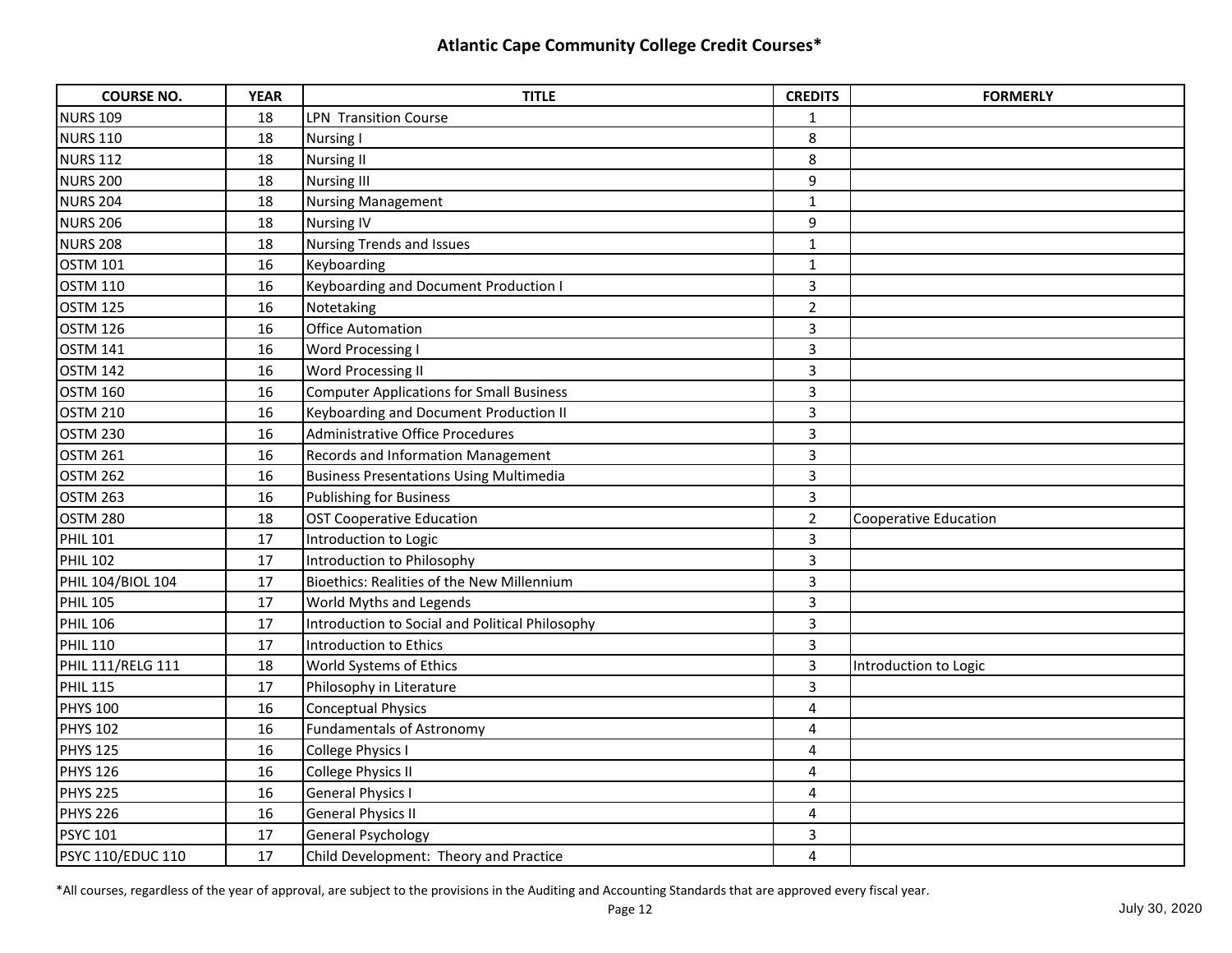# Atlantic Cape Community College Credit Courses*

| COURSE NO. | YEAR | TITLE | CREDITS | FORMERLY |
|---|---|---|---|---|
| NURS 109 | 18 | LPN Transition Course | 1 | |
| NURS 110 | 18 | Nursing I | 8 | |
| NURS 112 | 18 | Nursing II | 8 | |
| NURS 200 | 18 | Nursing III | 9 | |
| NURS 204 | 18 | Nursing Management | 1 | |
| NURS 206 | 18 | Nursing IV | 9 | |
| NURS 208 | 18 | Nursing Trends and Issues | 1 | |
| OSTM 101 | 16 | Keyboarding | 1 | |
| OSTM 110 | 16 | Keyboarding and Document Production I | 3 | |
| OSTM 125 | 16 | Notetaking | 2 | |
| OSTM 126 | 16 | Office Automation | 3 | |
| OSTM 141 | 16 | Word Processing I | 3 | |
| OSTM 142 | 16 | Word Processing II | 3 | |
| OSTM 160 | 16 | Computer Applications for Small Business | 3 | |
| OSTM 210 | 16 | Keyboarding and Document Production II | 3 | |
| OSTM 230 | 16 | Administrative Office Procedures | 3 | |
| OSTM 261 | 16 | Records and Information Management | 3 | |
| OSTM 262 | 16 | Business Presentations Using Multimedia | 3 | |
| OSTM 263 | 16 | Publishing for Business | 3 | |
| OSTM 280 | 18 | OST Cooperative Education | 2 | Cooperative Education |
| PHIL 101 | 17 | Introduction to Logic | 3 | |
| PHIL 102 | 17 | Introduction to Philosophy | 3 | |
| PHIL 104/BIOL 104 | 17 | Bioethics: Realities of the New Millennium | 3 | |
| PHIL 105 | 17 | World Myths and Legends | 3 | |
| PHIL 106 | 17 | Introduction to Social and Political Philosophy | 3 | |
| PHIL 110 | 17 | Introduction to Ethics | 3 | |
| PHIL 111/RELG 111 | 18 | World Systems of Ethics | 3 | Introduction to Logic |
| PHIL 115 | 17 | Philosophy in Literature | 3 | |
| PHYS 100 | 16 | Conceptual Physics | 4 | |
| PHYS 102 | 16 | Fundamentals of Astronomy | 4 | |
| PHYS 125 | 16 | College Physics I | 4 | |
| PHYS 126 | 16 | College Physics II | 4 | |
| PHYS 225 | 16 | General Physics I | 4 | |
| PHYS 226 | 16 | General Physics II | 4 | |
| PSYC 101 | 17 | General Psychology | 3 | |
| PSYC 110/EDUC 110 | 17 | Child Development: Theory and Practice | 4 | |

*All courses, regardless of the year of approval, are subject to the provisions in the Auditing and Accounting Standards that are approved every fiscal year.

July 30, 2020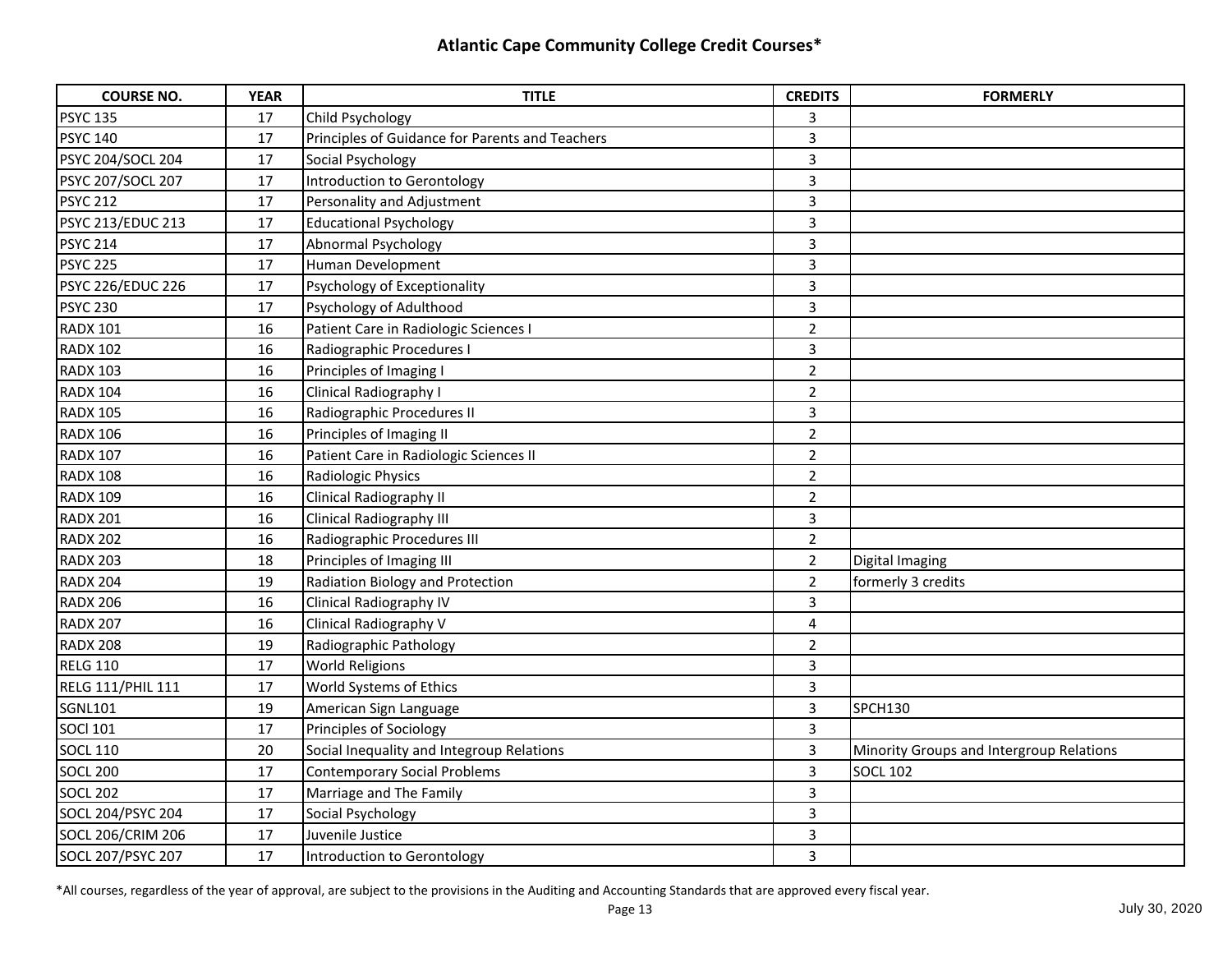## Atlantic Cape Community College Credit Courses*

| COURSE NO. | YEAR | TITLE | CREDITS | FORMERLY |
|---|---|---|---|---|
| PSYC 135 | 17 | Child Psychology | 3 | |
| PSYC 140 | 17 | Principles of Guidance for Parents and Teachers | 3 | |
| PSYC 204/SOCL 204 | 17 | Social Psychology | 3 | |
| PSYC 207/SOCL 207 | 17 | Introduction to Gerontology | 3 | |
| PSYC 212 | 17 | Personality and Adjustment | 3 | |
| PSYC 213/EDUC 213 | 17 | Educational Psychology | 3 | |
| PSYC 214 | 17 | Abnormal Psychology | 3 | |
| PSYC 225 | 17 | Human Development | 3 | |
| PSYC 226/EDUC 226 | 17 | Psychology of Exceptionality | 3 | |
| PSYC 230 | 17 | Psychology of Adulthood | 3 | |
| RADX 101 | 16 | Patient Care in Radiologic Sciences I | 2 | |
| RADX 102 | 16 | Radiographic Procedures I | 3 | |
| RADX 103 | 16 | Principles of Imaging I | 2 | |
| RADX 104 | 16 | Clinical Radiography I | 2 | |
| RADX 105 | 16 | Radiographic Procedures II | 3 | |
| RADX 106 | 16 | Principles of Imaging II | 2 | |
| RADX 107 | 16 | Patient Care in Radiologic Sciences II | 2 | |
| RADX 108 | 16 | Radiologic Physics | 2 | |
| RADX 109 | 16 | Clinical Radiography II | 2 | |
| RADX 201 | 16 | Clinical Radiography III | 3 | |
| RADX 202 | 16 | Radiographic Procedures III | 2 | |
| RADX 203 | 18 | Principles of Imaging III | 2 | Digital Imaging |
| RADX 204 | 19 | Radiation Biology and Protection | 2 | formerly 3 credits |
| RADX 206 | 16 | Clinical Radiography IV | 3 | |
| RADX 207 | 16 | Clinical Radiography V | 4 | |
| RADX 208 | 19 | Radiographic Pathology | 2 | |
| RELG 110 | 17 | World Religions | 3 | |
| RELG 111/PHIL 111 | 17 | World Systems of Ethics | 3 | |
| SGNL101 | 19 | American Sign Language | 3 | SPCH130 |
| SOCl 101 | 17 | Principles of Sociology | 3 | |
| SOCL 110 | 20 | Social Inequality and Integroup Relations | 3 | Minority Groups and Intergroup Relations |
| SOCL 200 | 17 | Contemporary Social Problems | 3 | SOCL 102 |
| SOCL 202 | 17 | Marriage and The Family | 3 | |
| SOCL 204/PSYC 204 | 17 | Social Psychology | 3 | |
| SOCL 206/CRIM 206 | 17 | Juvenile Justice | 3 | |
| SOCL 207/PSYC 207 | 17 | Introduction to Gerontology | 3 | |

*All courses, regardless of the year of approval, are subject to the provisions in the Auditing and Accounting Standards that are approved every fiscal year.

July 30, 2020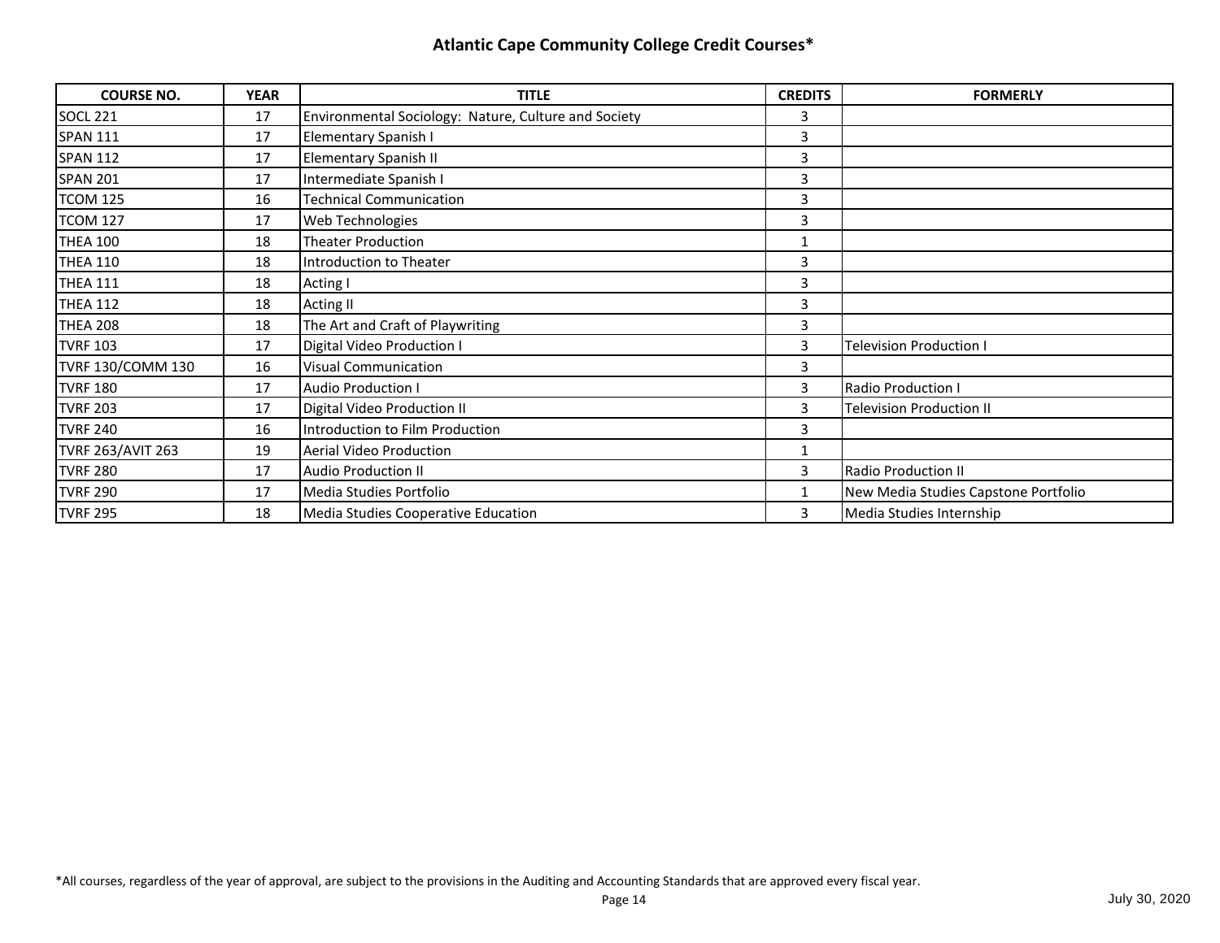## Atlantic Cape Community College Credit Courses*

| COURSE NO. | YEAR | TITLE | CREDITS | FORMERLY |
|---|---|---|---|---|
| SOCL 221 | 17 | Environmental Sociology:  Nature, Culture and Society | 3 | |
| SPAN 111 | 17 | Elementary Spanish I | 3 | |
| SPAN 112 | 17 | Elementary Spanish II | 3 | |
| SPAN 201 | 17 | Intermediate Spanish I | 3 | |
| TCOM 125 | 16 | Technical Communication | 3 | |
| TCOM 127 | 17 | Web Technologies | 3 | |
| THEA 100 | 18 | Theater Production | 1 | |
| THEA 110 | 18 | Introduction to Theater | 3 | |
| THEA 111 | 18 | Acting I | 3 | |
| THEA 112 | 18 | Acting II | 3 | |
| THEA 208 | 18 | The Art and Craft of Playwriting | 3 | |
| TVRF 103 | 17 | Digital Video Production I | 3 | Television Production I |
| TVRF 130/COMM 130 | 16 | Visual Communication | 3 | |
| TVRF 180 | 17 | Audio Production I | 3 | Radio Production I |
| TVRF 203 | 17 | Digital Video Production II | 3 | Television Production II |
| TVRF 240 | 16 | Introduction to Film Production | 3 | |
| TVRF 263/AVIT 263 | 19 | Aerial Video Production | 1 | |
| TVRF 280 | 17 | Audio Production II | 3 | Radio Production II |
| TVRF 290 | 17 | Media Studies Portfolio | 1 | New Media Studies Capstone Portfolio |
| TVRF 295 | 18 | Media Studies Cooperative Education | 3 | Media Studies Internship |

*All courses, regardless of the year of approval, are subject to the provisions in the Auditing and Accounting Standards that are approved every fiscal year.

July 30, 2020